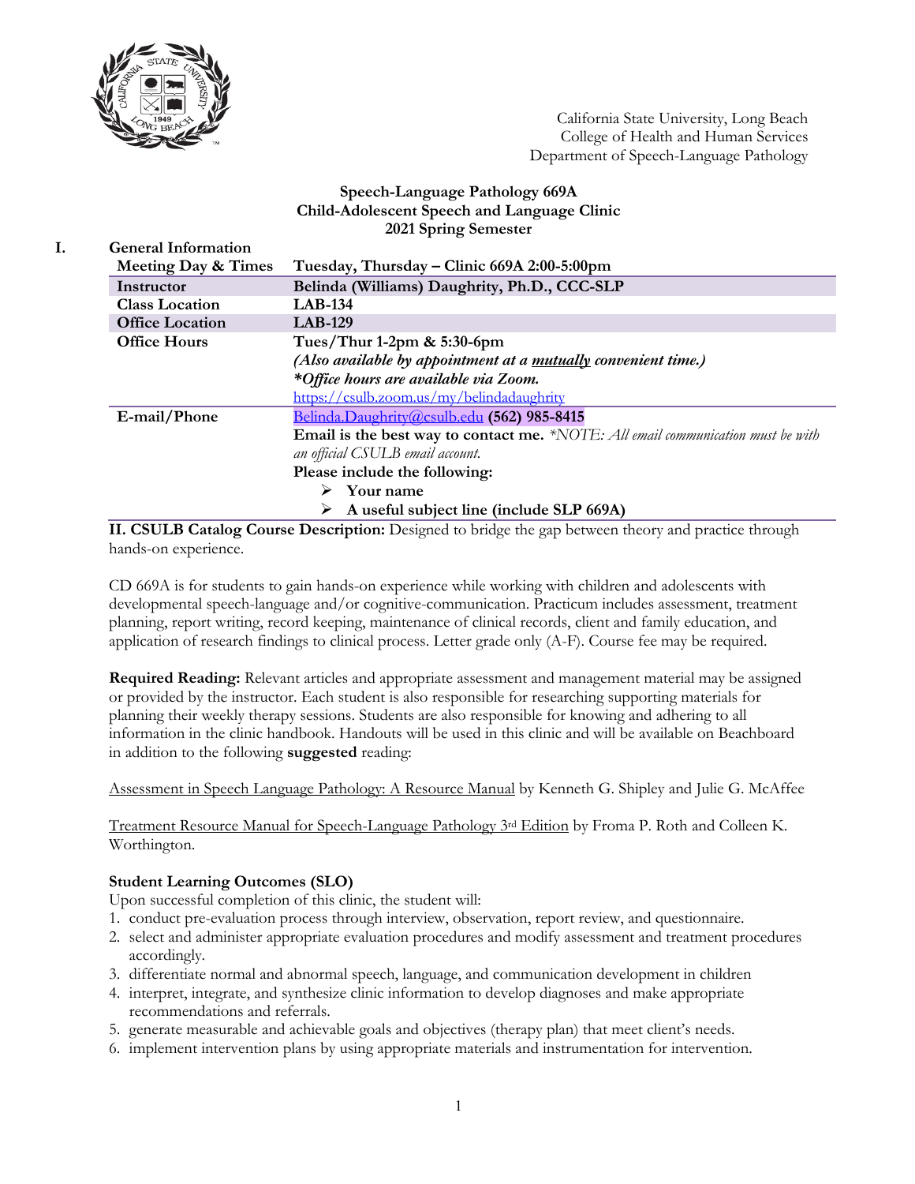California State University, Long Beach
College of Health and Human Services
Department of Speech-Language Pathology

**Speech-Language Pathology 669A**
**Child-Adolescent Speech and Language Clinic**
**2021 Spring Semester**

## I. General Information

| | |
|---|---|
| **Meeting Day & Times** | **Tuesday, Thursday – Clinic 669A 2:00-5:00pm** |
| **Instructor** | **Belinda (Williams) Daughrity, Ph.D., CCC-SLP** |
| **Class Location** | **LAB-134** |
| **Office Location** | **LAB-129** |
| **Office Hours** | **Tues/Thur 1-2pm & 5:30-6pm**<br>***(Also available by appointment at a mutually convenient time.)***<br>***\*Office hours are available via Zoom.***<br>https://csulb.zoom.us/my/belindadaughrity |
| **E-mail/Phone** | Belinda.Daughrity@csulb.edu **(562) 985-8415**<br>**Email is the best way to contact me.** *\*NOTE: All email communication must be with an official CSULB email account.*<br>**Please include the following:**<br>➢ **Your name**<br>➢ **A useful subject line (include SLP 669A)** |

**II. CSULB Catalog Course Description:** Designed to bridge the gap between theory and practice through hands-on experience.

CD 669A is for students to gain hands-on experience while working with children and adolescents with developmental speech-language and/or cognitive-communication. Practicum includes assessment, treatment planning, report writing, record keeping, maintenance of clinical records, client and family education, and application of research findings to clinical process. Letter grade only (A-F). Course fee may be required.

**Required Reading:** Relevant articles and appropriate assessment and management material may be assigned or provided by the instructor. Each student is also responsible for researching supporting materials for planning their weekly therapy sessions. Students are also responsible for knowing and adhering to all information in the clinic handbook. Handouts will be used in this clinic and will be available on Beachboard in addition to the following **suggested** reading:

Assessment in Speech Language Pathology: A Resource Manual by Kenneth G. Shipley and Julie G. McAffee

Treatment Resource Manual for Speech-Language Pathology 3rd Edition by Froma P. Roth and Colleen K. Worthington.

**Student Learning Outcomes (SLO)**

Upon successful completion of this clinic, the student will:

1. conduct pre-evaluation process through interview, observation, report review, and questionnaire.
2. select and administer appropriate evaluation procedures and modify assessment and treatment procedures accordingly.
3. differentiate normal and abnormal speech, language, and communication development in children
4. interpret, integrate, and synthesize clinic information to develop diagnoses and make appropriate recommendations and referrals.
5. generate measurable and achievable goals and objectives (therapy plan) that meet client's needs.
6. implement intervention plans by using appropriate materials and instrumentation for intervention.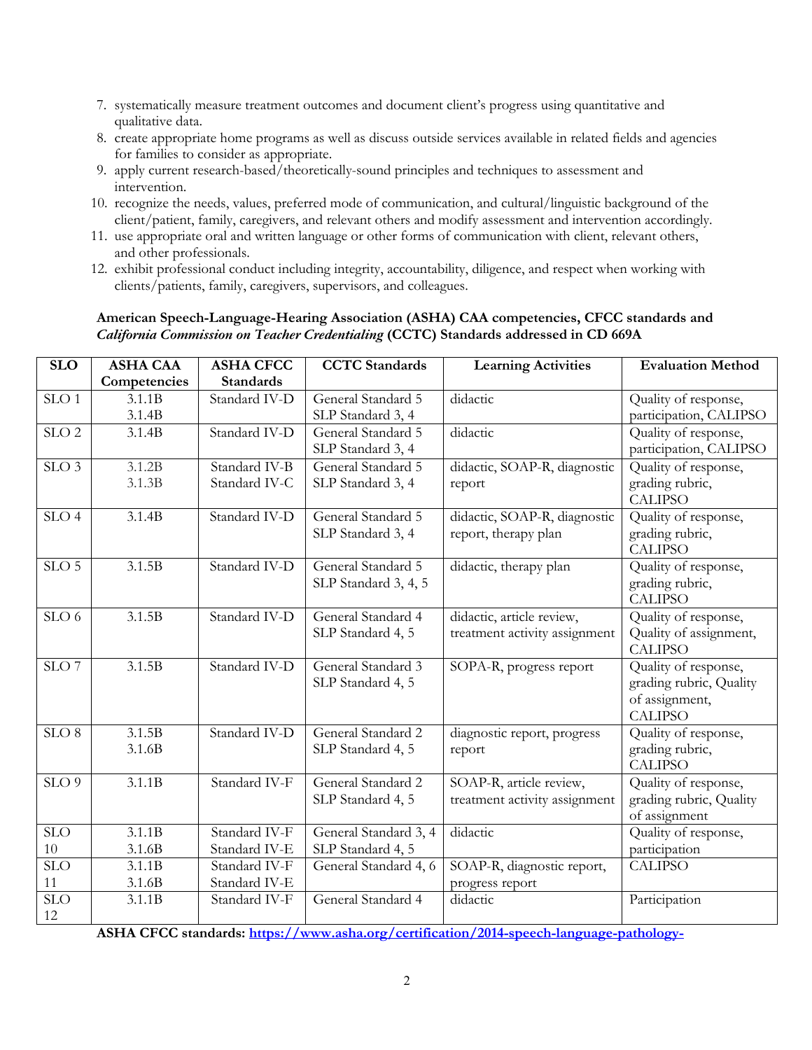7. systematically measure treatment outcomes and document client's progress using quantitative and qualitative data.
8. create appropriate home programs as well as discuss outside services available in related fields and agencies for families to consider as appropriate.
9. apply current research-based/theoretically-sound principles and techniques to assessment and intervention.
10. recognize the needs, values, preferred mode of communication, and cultural/linguistic background of the client/patient, family, caregivers, and relevant others and modify assessment and intervention accordingly.
11. use appropriate oral and written language or other forms of communication with client, relevant others, and other professionals.
12. exhibit professional conduct including integrity, accountability, diligence, and respect when working with clients/patients, family, caregivers, supervisors, and colleagues.

**American Speech-Language-Hearing Association (ASHA) CAA competencies, CFCC standards and *California Commission on Teacher Credentialing* (CCTC) Standards addressed in CD 669A**

| SLO | ASHA CAA Competencies | ASHA CFCC Standards | CCTC Standards | Learning Activities | Evaluation Method |
|---|---|---|---|---|---|
| SLO 1 | 3.1.1B<br>3.1.4B | Standard IV-D | General Standard 5<br>SLP Standard 3, 4 | didactic | Quality of response, participation, CALIPSO |
| SLO 2 | 3.1.4B | Standard IV-D | General Standard 5<br>SLP Standard 3, 4 | didactic | Quality of response, participation, CALIPSO |
| SLO 3 | 3.1.2B<br>3.1.3B | Standard IV-B<br>Standard IV-C | General Standard 5<br>SLP Standard 3, 4 | didactic, SOAP-R, diagnostic report | Quality of response, grading rubric, CALIPSO |
| SLO 4 | 3.1.4B | Standard IV-D | General Standard 5<br>SLP Standard 3, 4 | didactic, SOAP-R, diagnostic report, therapy plan | Quality of response, grading rubric, CALIPSO |
| SLO 5 | 3.1.5B | Standard IV-D | General Standard 5<br>SLP Standard 3, 4, 5 | didactic, therapy plan | Quality of response, grading rubric, CALIPSO |
| SLO 6 | 3.1.5B | Standard IV-D | General Standard 4<br>SLP Standard 4, 5 | didactic, article review, treatment activity assignment | Quality of response, Quality of assignment, CALIPSO |
| SLO 7 | 3.1.5B | Standard IV-D | General Standard 3<br>SLP Standard 4, 5 | SOPA-R, progress report | Quality of response, grading rubric, Quality of assignment, CALIPSO |
| SLO 8 | 3.1.5B<br>3.1.6B | Standard IV-D | General Standard 2<br>SLP Standard 4, 5 | diagnostic report, progress report | Quality of response, grading rubric, CALIPSO |
| SLO 9 | 3.1.1B | Standard IV-F | General Standard 2<br>SLP Standard 4, 5 | SOAP-R, article review, treatment activity assignment | Quality of response, grading rubric, Quality of assignment |
| SLO 10 | 3.1.1B<br>3.1.6B | Standard IV-F<br>Standard IV-E | General Standard 3, 4<br>SLP Standard 4, 5 | didactic | Quality of response, participation |
| SLO 11 | 3.1.1B<br>3.1.6B | Standard IV-F<br>Standard IV-E | General Standard 4, 6 | SOAP-R, diagnostic report, progress report | CALIPSO |
| SLO 12 | 3.1.1B | Standard IV-F | General Standard 4 | didactic | Participation |

**ASHA CFCC standards: https://www.asha.org/certification/2014-speech-language-pathology-**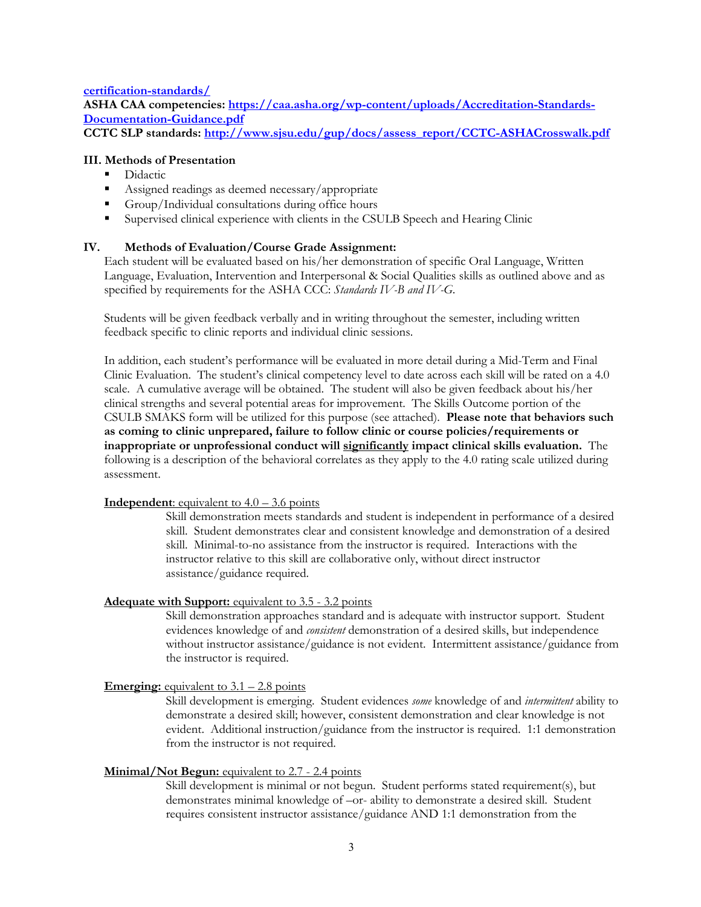[certification-standards/](certification-standards/)

**ASHA CAA competencies: [https://caa.asha.org/wp-content/uploads/Accreditation-Standards-Documentation-Guidance.pdf](https://caa.asha.org/wp-content/uploads/Accreditation-Standards-Documentation-Guidance.pdf)**

**CCTC SLP standards: [http://www.sjsu.edu/gup/docs/assess_report/CCTC-ASHACrosswalk.pdf](http://www.sjsu.edu/gup/docs/assess_report/CCTC-ASHACrosswalk.pdf)**

### III. Methods of Presentation

- Didactic
- Assigned readings as deemed necessary/appropriate
- Group/Individual consultations during office hours
- Supervised clinical experience with clients in the CSULB Speech and Hearing Clinic

### IV. Methods of Evaluation/Course Grade Assignment:

Each student will be evaluated based on his/her demonstration of specific Oral Language, Written Language, Evaluation, Intervention and Interpersonal & Social Qualities skills as outlined above and as specified by requirements for the ASHA CCC: *Standards IV-B and IV-G*.

Students will be given feedback verbally and in writing throughout the semester, including written feedback specific to clinic reports and individual clinic sessions.

In addition, each student's performance will be evaluated in more detail during a Mid-Term and Final Clinic Evaluation. The student's clinical competency level to date across each skill will be rated on a 4.0 scale. A cumulative average will be obtained. The student will also be given feedback about his/her clinical strengths and several potential areas for improvement. The Skills Outcome portion of the CSULB SMAKS form will be utilized for this purpose (see attached). **Please note that behaviors such as coming to clinic unprepared, failure to follow clinic or course policies/requirements or inappropriate or unprofessional conduct will <u>significantly</u> impact clinical skills evaluation.** The following is a description of the behavioral correlates as they apply to the 4.0 rating scale utilized during assessment.

<u>**Independent**: equivalent to 4.0 – 3.6 points</u>

Skill demonstration meets standards and student is independent in performance of a desired skill. Student demonstrates clear and consistent knowledge and demonstration of a desired skill. Minimal-to-no assistance from the instructor is required. Interactions with the instructor relative to this skill are collaborative only, without direct instructor assistance/guidance required.

<u>**Adequate with Support:** equivalent to 3.5 - 3.2 points</u>

Skill demonstration approaches standard and is adequate with instructor support. Student evidences knowledge of and *consistent* demonstration of a desired skills, but independence without instructor assistance/guidance is not evident. Intermittent assistance/guidance from the instructor is required.

<u>**Emerging:** equivalent to 3.1 – 2.8 points</u>

Skill development is emerging. Student evidences *some* knowledge of and *intermittent* ability to demonstrate a desired skill; however, consistent demonstration and clear knowledge is not evident. Additional instruction/guidance from the instructor is required. 1:1 demonstration from the instructor is not required.

<u>**Minimal/Not Begun:** equivalent to 2.7 - 2.4 points</u>

Skill development is minimal or not begun. Student performs stated requirement(s), but demonstrates minimal knowledge of –or- ability to demonstrate a desired skill. Student requires consistent instructor assistance/guidance AND 1:1 demonstration from the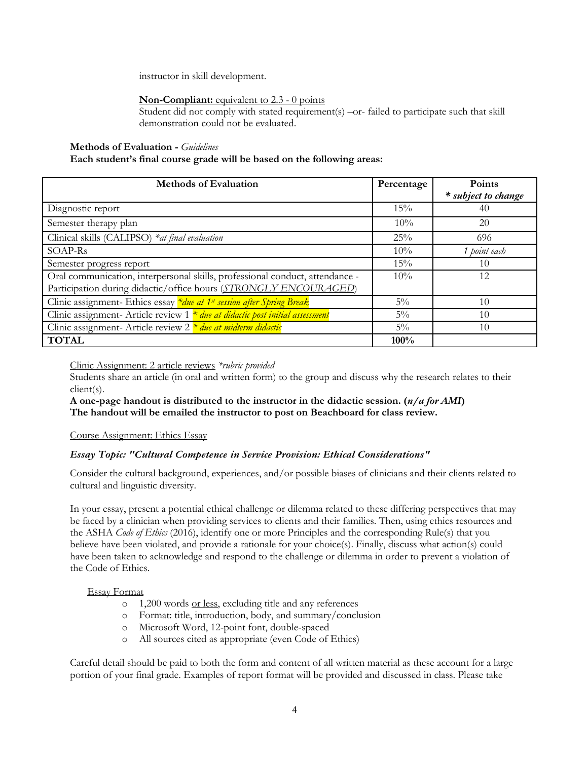instructor in skill development.

**Non-Compliant:** equivalent to 2.3 - 0 points
Student did not comply with stated requirement(s) –or- failed to participate such that skill demonstration could not be evaluated.

**Methods of Evaluation -** *Guidelines*
**Each student's final course grade will be based on the following areas:**

| Methods of Evaluation | Percentage | Points *\* subject to change* |
|---|---|---|
| Diagnostic report | 15% | 40 |
| Semester therapy plan | 10% | 20 |
| Clinical skills (CALIPSO) *\*at final evaluation* | 25% | 696 |
| SOAP-Rs | 10% | *1 point each* |
| Semester progress report | 15% | 10 |
| Oral communication, interpersonal skills, professional conduct, attendance - Participation during didactic/office hours (*STRONGLY ENCOURAGED*) | 10% | 12 |
| Clinic assignment- Ethics essay *\*due at 1st session after Spring Break* | 5% | 10 |
| Clinic assignment- Article review 1 *\* due at didactic post initial assessment* | 5% | 10 |
| Clinic assignment- Article review 2 *\* due at midterm didactic* | 5% | 10 |
| **TOTAL** | **100%** | |

Clinic Assignment: 2 article reviews *\*rubric provided*
Students share an article (in oral and written form) to the group and discuss why the research relates to their client(s).
**A one-page handout is distributed to the instructor in the didactic session. (*n/a for AMI*)**
**The handout will be emailed the instructor to post on Beachboard for class review.**

Course Assignment: Ethics Essay

***Essay Topic: "Cultural Competence in Service Provision: Ethical Considerations"***

Consider the cultural background, experiences, and/or possible biases of clinicians and their clients related to cultural and linguistic diversity.

In your essay, present a potential ethical challenge or dilemma related to these differing perspectives that may be faced by a clinician when providing services to clients and their families. Then, using ethics resources and the ASHA *Code of Ethics* (2016), identify one or more Principles and the corresponding Rule(s) that you believe have been violated, and provide a rationale for your choice(s). Finally, discuss what action(s) could have been taken to acknowledge and respond to the challenge or dilemma in order to prevent a violation of the Code of Ethics.

Essay Format

- 1,200 words or less, excluding title and any references
- Format: title, introduction, body, and summary/conclusion
- Microsoft Word, 12-point font, double-spaced
- All sources cited as appropriate (even Code of Ethics)

Careful detail should be paid to both the form and content of all written material as these account for a large portion of your final grade. Examples of report format will be provided and discussed in class. Please take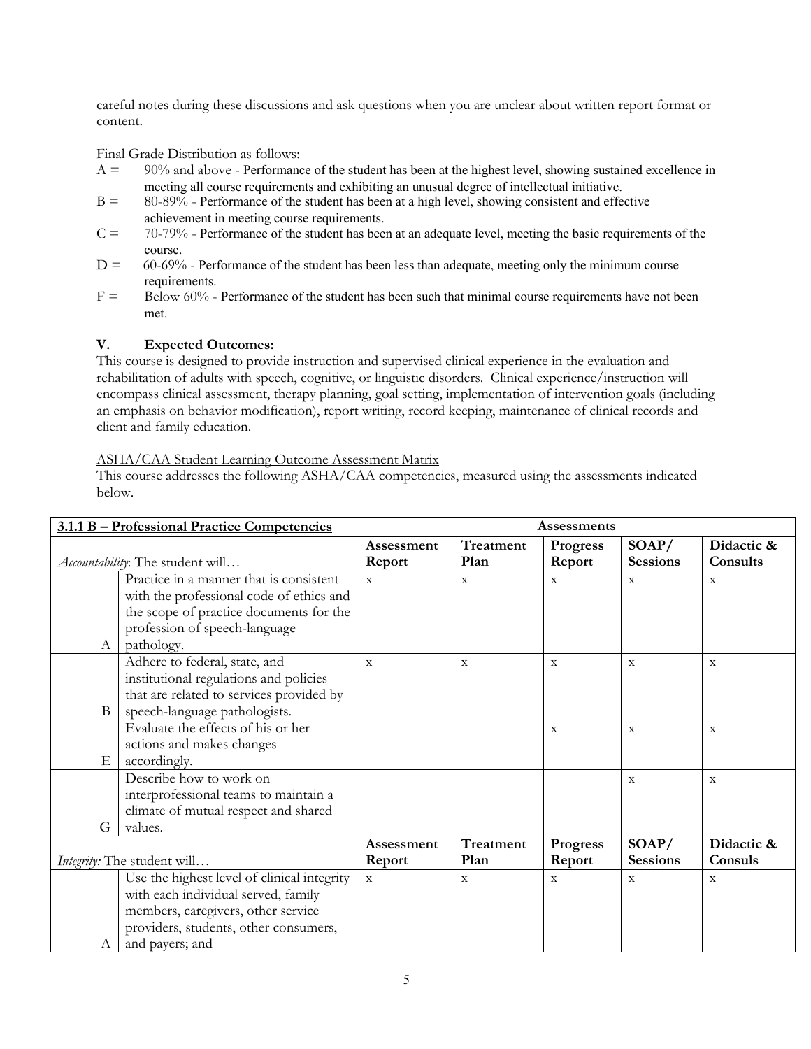careful notes during these discussions and ask questions when you are unclear about written report format or content.

Final Grade Distribution as follows:

- A = 90% and above - Performance of the student has been at the highest level, showing sustained excellence in meeting all course requirements and exhibiting an unusual degree of intellectual initiative.
- B = 80-89% - Performance of the student has been at a high level, showing consistent and effective achievement in meeting course requirements.
- C = 70-79% - Performance of the student has been at an adequate level, meeting the basic requirements of the course.
- D = 60-69% - Performance of the student has been less than adequate, meeting only the minimum course requirements.
- F = Below 60% - Performance of the student has been such that minimal course requirements have not been met.

## V. Expected Outcomes:

This course is designed to provide instruction and supervised clinical experience in the evaluation and rehabilitation of adults with speech, cognitive, or linguistic disorders. Clinical experience/instruction will encompass clinical assessment, therapy planning, goal setting, implementation of intervention goals (including an emphasis on behavior modification), report writing, record keeping, maintenance of clinical records and client and family education.

ASHA/CAA Student Learning Outcome Assessment Matrix

This course addresses the following ASHA/CAA competencies, measured using the assessments indicated below.

| **3.1.1 B – Professional Practice Competencies** | | **Assessments** | | | | |
|---|---|---|---|---|---|---|
| *Accountability*: The student will… | | **Assessment Report** | **Treatment Plan** | **Progress Report** | **SOAP/ Sessions** | **Didactic & Consults** |
| A | Practice in a manner that is consistent with the professional code of ethics and the scope of practice documents for the profession of speech-language pathology. | x | x | x | x | x |
| B | Adhere to federal, state, and institutional regulations and policies that are related to services provided by speech-language pathologists. | x | x | x | x | x |
| E | Evaluate the effects of his or her actions and makes changes accordingly. | | | x | x | x |
| G | Describe how to work on interprofessional teams to maintain a climate of mutual respect and shared values. | | | | x | x |
| *Integrity:* The student will… | | **Assessment Report** | **Treatment Plan** | **Progress Report** | **SOAP/ Sessions** | **Didactic & Consuls** |
| A | Use the highest level of clinical integrity with each individual served, family members, caregivers, other service providers, students, other consumers, and payers; and | x | x | x | x | x |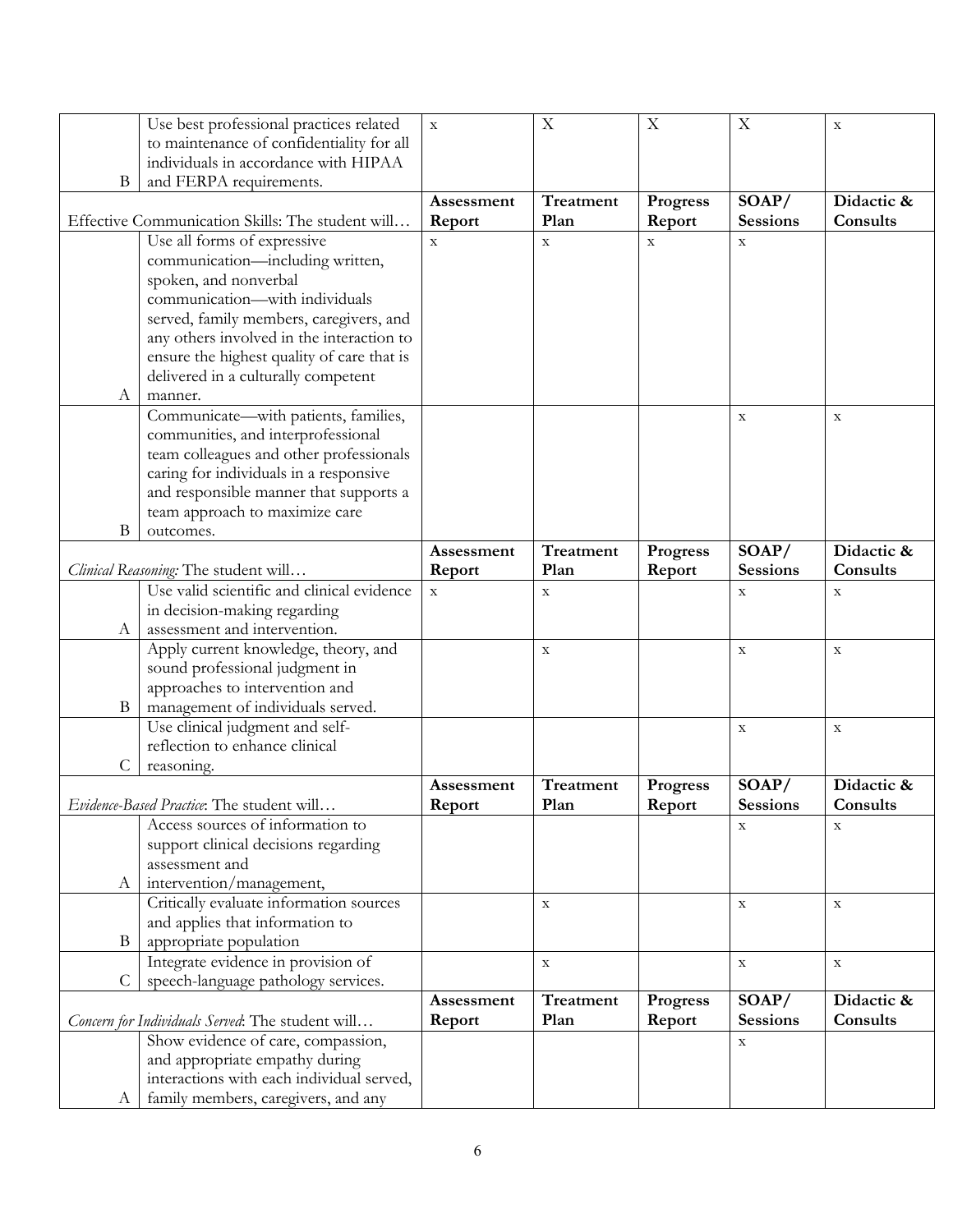| | | Assessment Report | Treatment Plan | Progress Report | SOAP/ Sessions | Didactic & Consults |
|---|---|---|---|---|---|---|
| B | Use best professional practices related to maintenance of confidentiality for all individuals in accordance with HIPAA and FERPA requirements. | x | X | X | X | x |
| **Effective Communication Skills: The student will…** | | **Assessment Report** | **Treatment Plan** | **Progress Report** | **SOAP/ Sessions** | **Didactic & Consults** |
| A | Use all forms of expressive communication—including written, spoken, and nonverbal communication—with individuals served, family members, caregivers, and any others involved in the interaction to ensure the highest quality of care that is delivered in a culturally competent manner. | x | x | x | x | |
| B | Communicate—with patients, families, communities, and interprofessional team colleagues and other professionals caring for individuals in a responsive and responsible manner that supports a team approach to maximize care outcomes. | | | | x | x |
| *Clinical Reasoning:* The student will… | | **Assessment Report** | **Treatment Plan** | **Progress Report** | **SOAP/ Sessions** | **Didactic & Consults** |
| A | Use valid scientific and clinical evidence in decision-making regarding assessment and intervention. | x | x | | x | x |
| B | Apply current knowledge, theory, and sound professional judgment in approaches to intervention and management of individuals served. | | x | | x | x |
| C | Use clinical judgment and self-reflection to enhance clinical reasoning. | | | | x | x |
| *Evidence-Based Practice*: The student will… | | **Assessment Report** | **Treatment Plan** | **Progress Report** | **SOAP/ Sessions** | **Didactic & Consults** |
| A | Access sources of information to support clinical decisions regarding assessment and intervention/management, | | | | x | x |
| B | Critically evaluate information sources and applies that information to appropriate population | | x | | x | x |
| C | Integrate evidence in provision of speech-language pathology services. | | x | | x | x |
| *Concern for Individuals Served*: The student will… | | **Assessment Report** | **Treatment Plan** | **Progress Report** | **SOAP/ Sessions** | **Didactic & Consults** |
| A | Show evidence of care, compassion, and appropriate empathy during interactions with each individual served, family members, caregivers, and any | | | | x | |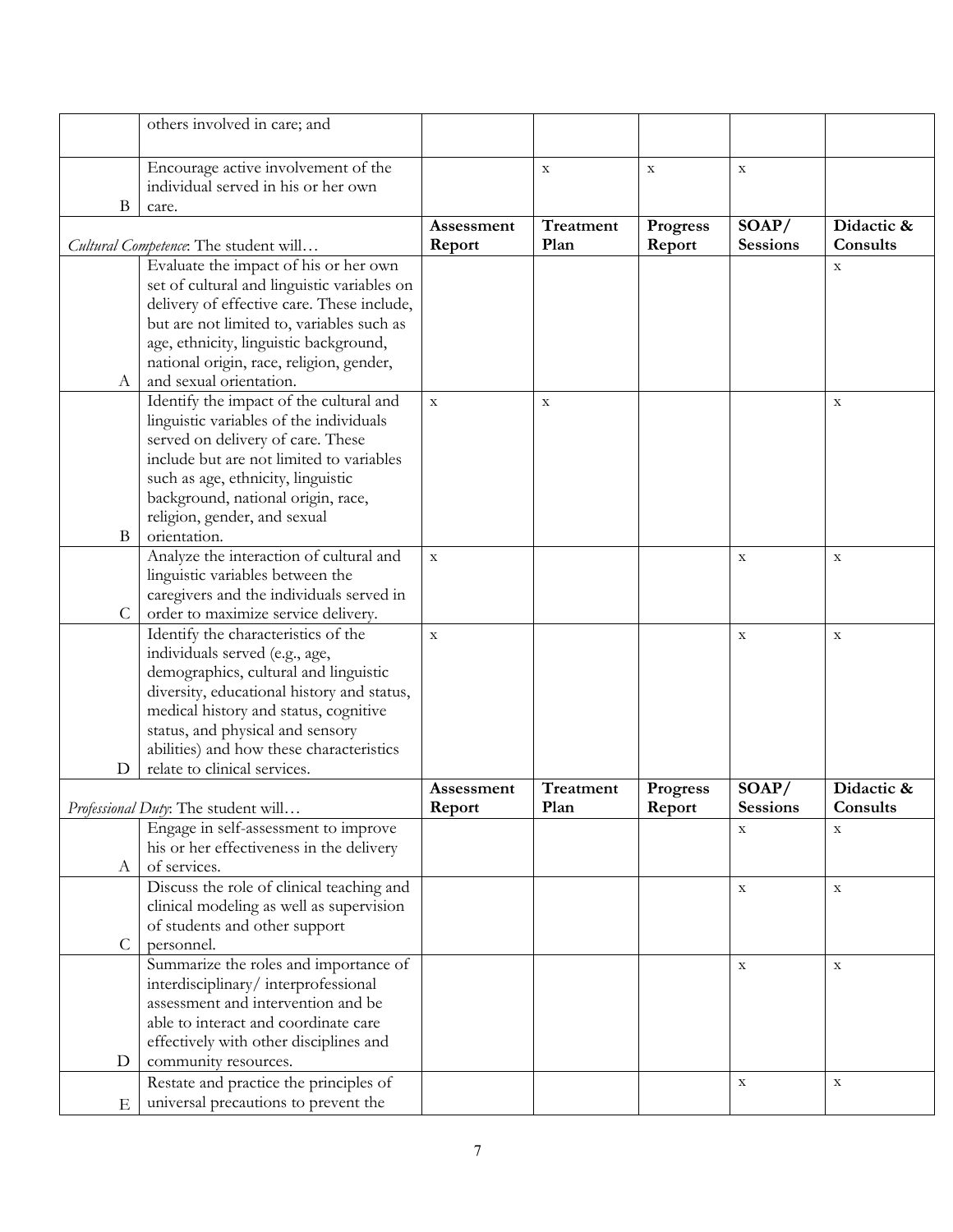| | | | | | | |
|---|---|---|---|---|---|---|
| | others involved in care; and | | | | | |
| B | Encourage active involvement of the individual served in his or her own care. | | x | x | x | |
| *Cultural Competence*: The student will… | | **Assessment Report** | **Treatment Plan** | **Progress Report** | **SOAP/ Sessions** | **Didactic & Consults** |
| A | Evaluate the impact of his or her own set of cultural and linguistic variables on delivery of effective care. These include, but are not limited to, variables such as age, ethnicity, linguistic background, national origin, race, religion, gender, and sexual orientation. | | | | | x |
| B | Identify the impact of the cultural and linguistic variables of the individuals served on delivery of care. These include but are not limited to variables such as age, ethnicity, linguistic background, national origin, race, religion, gender, and sexual orientation. | x | x | | | x |
| C | Analyze the interaction of cultural and linguistic variables between the caregivers and the individuals served in order to maximize service delivery. | x | | | x | x |
| D | Identify the characteristics of the individuals served (e.g., age, demographics, cultural and linguistic diversity, educational history and status, medical history and status, cognitive status, and physical and sensory abilities) and how these characteristics relate to clinical services. | x | | | x | x |
| *Professional Duty*: The student will… | | **Assessment Report** | **Treatment Plan** | **Progress Report** | **SOAP/ Sessions** | **Didactic & Consults** |
| A | Engage in self-assessment to improve his or her effectiveness in the delivery of services. | | | | x | x |
| C | Discuss the role of clinical teaching and clinical modeling as well as supervision of students and other support personnel. | | | | x | x |
| D | Summarize the roles and importance of interdisciplinary/ interprofessional assessment and intervention and be able to interact and coordinate care effectively with other disciplines and community resources. | | | | x | x |
| E | Restate and practice the principles of universal precautions to prevent the | | | | x | x |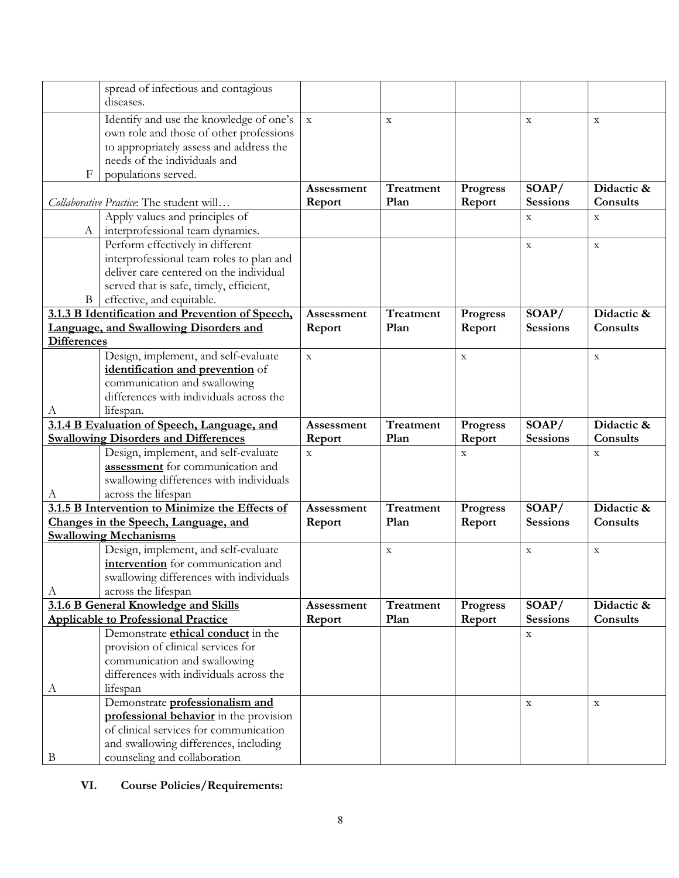| | | Assessment Report | Treatment Plan | Progress Report | SOAP/ Sessions | Didactic & Consults |
|---|---|---|---|---|---|---|
| | spread of infectious and contagious diseases. | | | | | |
| F | Identify and use the knowledge of one's own role and those of other professions to appropriately assess and address the needs of the individuals and populations served. | x | x | | x | x |
| *Collaborative Practice*: The student will… | | **Assessment Report** | **Treatment Plan** | **Progress Report** | **SOAP/ Sessions** | **Didactic & Consults** |
| A | Apply values and principles of interprofessional team dynamics. | | | | x | x |
| B | Perform effectively in different interprofessional team roles to plan and deliver care centered on the individual served that is safe, timely, efficient, effective, and equitable. | | | | x | x |
| **3.1.3 B Identification and Prevention of Speech, Language, and Swallowing Disorders and Differences** | | **Assessment Report** | **Treatment Plan** | **Progress Report** | **SOAP/ Sessions** | **Didactic & Consults** |
| A | Design, implement, and self-evaluate **identification and prevention** of communication and swallowing differences with individuals across the lifespan. | x | | x | | x |
| **3.1.4 B Evaluation of Speech, Language, and Swallowing Disorders and Differences** | | **Assessment Report** | **Treatment Plan** | **Progress Report** | **SOAP/ Sessions** | **Didactic & Consults** |
| A | Design, implement, and self-evaluate **assessment** for communication and swallowing differences with individuals across the lifespan | x | | x | | x |
| **3.1.5 B Intervention to Minimize the Effects of Changes in the Speech, Language, and Swallowing Mechanisms** | | **Assessment Report** | **Treatment Plan** | **Progress Report** | **SOAP/ Sessions** | **Didactic & Consults** |
| A | Design, implement, and self-evaluate **intervention** for communication and swallowing differences with individuals across the lifespan | | x | | x | x |
| **3.1.6 B General Knowledge and Skills Applicable to Professional Practice** | | **Assessment Report** | **Treatment Plan** | **Progress Report** | **SOAP/ Sessions** | **Didactic & Consults** |
| A | Demonstrate **ethical conduct** in the provision of clinical services for communication and swallowing differences with individuals across the lifespan | | | | x | |
| B | Demonstrate **professionalism and professional behavior** in the provision of clinical services for communication and swallowing differences, including counseling and collaboration | | | | x | x |

## VI. Course Policies/Requirements: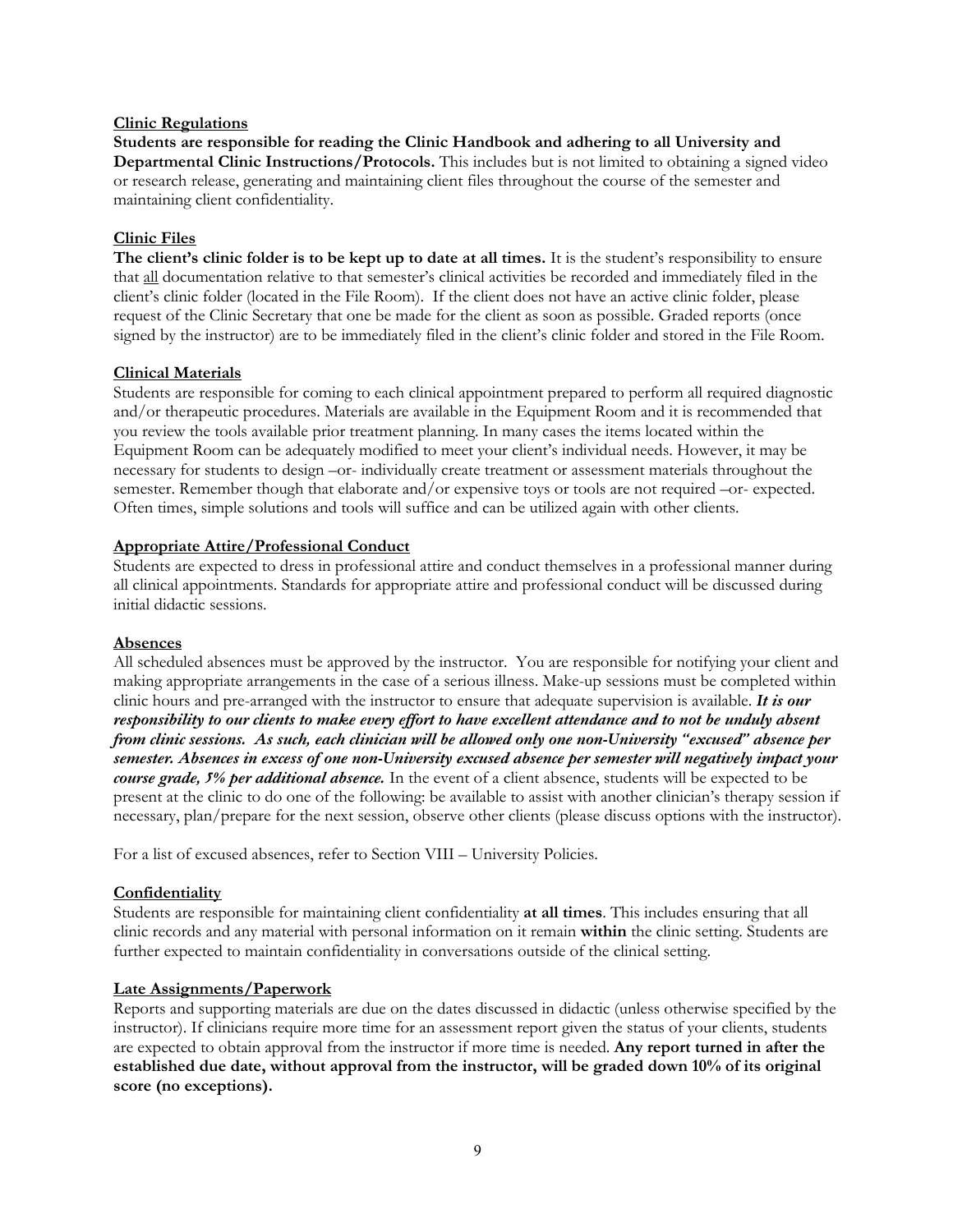**Clinic Regulations**

**Students are responsible for reading the Clinic Handbook and adhering to all University and Departmental Clinic Instructions/Protocols.** This includes but is not limited to obtaining a signed video or research release, generating and maintaining client files throughout the course of the semester and maintaining client confidentiality.

**Clinic Files**

**The client's clinic folder is to be kept up to date at all times.** It is the student's responsibility to ensure that all documentation relative to that semester's clinical activities be recorded and immediately filed in the client's clinic folder (located in the File Room). If the client does not have an active clinic folder, please request of the Clinic Secretary that one be made for the client as soon as possible. Graded reports (once signed by the instructor) are to be immediately filed in the client's clinic folder and stored in the File Room.

**Clinical Materials**

Students are responsible for coming to each clinical appointment prepared to perform all required diagnostic and/or therapeutic procedures. Materials are available in the Equipment Room and it is recommended that you review the tools available prior treatment planning. In many cases the items located within the Equipment Room can be adequately modified to meet your client's individual needs. However, it may be necessary for students to design –or- individually create treatment or assessment materials throughout the semester. Remember though that elaborate and/or expensive toys or tools are not required –or- expected. Often times, simple solutions and tools will suffice and can be utilized again with other clients.

**Appropriate Attire/Professional Conduct**

Students are expected to dress in professional attire and conduct themselves in a professional manner during all clinical appointments. Standards for appropriate attire and professional conduct will be discussed during initial didactic sessions.

**Absences**

All scheduled absences must be approved by the instructor. You are responsible for notifying your client and making appropriate arrangements in the case of a serious illness. Make-up sessions must be completed within clinic hours and pre-arranged with the instructor to ensure that adequate supervision is available. ***It is our responsibility to our clients to make every effort to have excellent attendance and to not be unduly absent from clinic sessions. As such, each clinician will be allowed only one non-University "excused" absence per semester. Absences in excess of one non-University excused absence per semester will negatively impact your course grade, 5% per additional absence.*** In the event of a client absence, students will be expected to be present at the clinic to do one of the following: be available to assist with another clinician's therapy session if necessary, plan/prepare for the next session, observe other clients (please discuss options with the instructor).

For a list of excused absences, refer to Section VIII – University Policies.

**Confidentiality**

Students are responsible for maintaining client confidentiality **at all times**. This includes ensuring that all clinic records and any material with personal information on it remain **within** the clinic setting. Students are further expected to maintain confidentiality in conversations outside of the clinical setting.

**Late Assignments/Paperwork**

Reports and supporting materials are due on the dates discussed in didactic (unless otherwise specified by the instructor). If clinicians require more time for an assessment report given the status of your clients, students are expected to obtain approval from the instructor if more time is needed. **Any report turned in after the established due date, without approval from the instructor, will be graded down 10% of its original score (no exceptions).**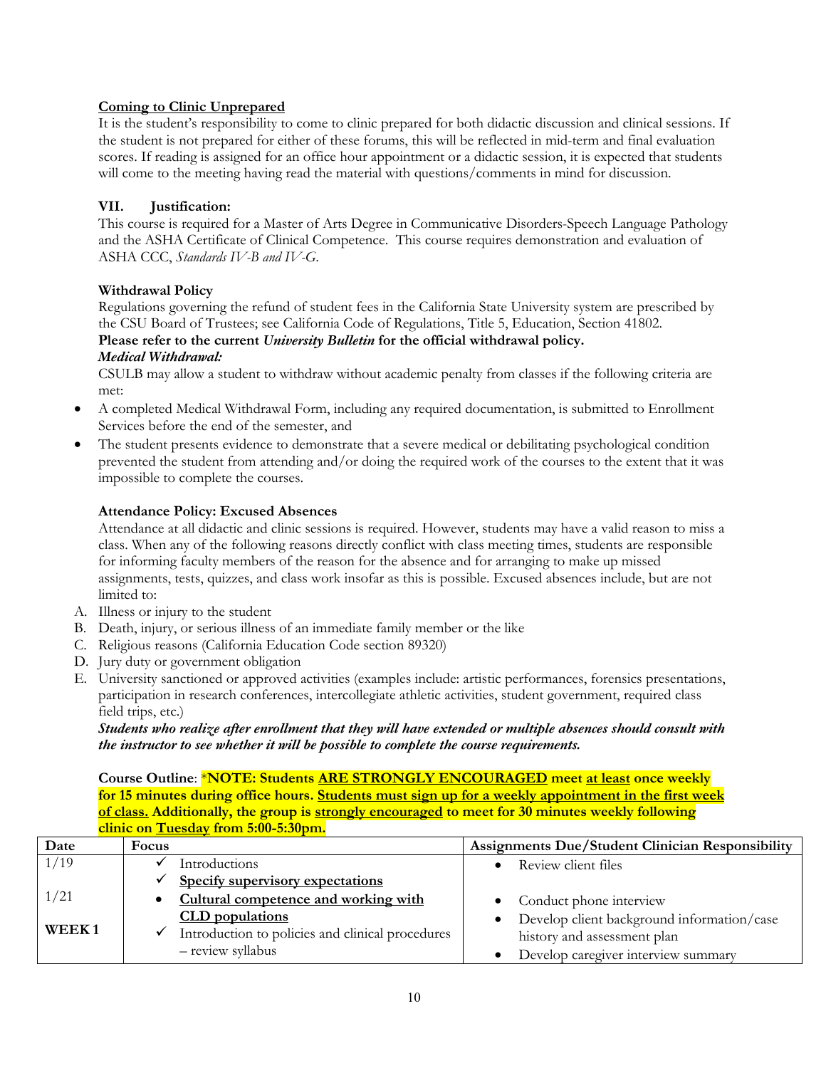**<u>Coming to Clinic Unprepared</u>**

It is the student's responsibility to come to clinic prepared for both didactic discussion and clinical sessions. If the student is not prepared for either of these forums, this will be reflected in mid-term and final evaluation scores. If reading is assigned for an office hour appointment or a didactic session, it is expected that students will come to the meeting having read the material with questions/comments in mind for discussion.

## VII. Justification:

This course is required for a Master of Arts Degree in Communicative Disorders-Speech Language Pathology and the ASHA Certificate of Clinical Competence. This course requires demonstration and evaluation of ASHA CCC, *Standards IV-B and IV-G*.

**Withdrawal Policy**

Regulations governing the refund of student fees in the California State University system are prescribed by the CSU Board of Trustees; see California Code of Regulations, Title 5, Education, Section 41802.

**Please refer to the current *University Bulletin* for the official withdrawal policy.**

***Medical Withdrawal:***

CSULB may allow a student to withdraw without academic penalty from classes if the following criteria are met:

- A completed Medical Withdrawal Form, including any required documentation, is submitted to Enrollment Services before the end of the semester, and
- The student presents evidence to demonstrate that a severe medical or debilitating psychological condition prevented the student from attending and/or doing the required work of the courses to the extent that it was impossible to complete the courses.

**Attendance Policy: Excused Absences**

Attendance at all didactic and clinic sessions is required. However, students may have a valid reason to miss a class. When any of the following reasons directly conflict with class meeting times, students are responsible for informing faculty members of the reason for the absence and for arranging to make up missed assignments, tests, quizzes, and class work insofar as this is possible. Excused absences include, but are not limited to:

A. Illness or injury to the student
B. Death, injury, or serious illness of an immediate family member or the like
C. Religious reasons (California Education Code section 89320)
D. Jury duty or government obligation
E. University sanctioned or approved activities (examples include: artistic performances, forensics presentations, participation in research conferences, intercollegiate athletic activities, student government, required class field trips, etc.)

***Students who realize after enrollment that they will have extended or multiple absences should consult with the instructor to see whether it will be possible to complete the course requirements.***

**Course Outline**: ***NOTE: Students <u>ARE STRONGLY ENCOURAGED</u> meet <u>at least</u> once weekly for 15 minutes during office hours. <u>Students must sign up for a weekly appointment in the first week of class.</u> Additionally, the group is <u>strongly encouraged</u> to meet for 30 minutes weekly following clinic on <u>Tuesday</u> from 5:00-5:30pm.**

| Date | Focus | Assignments Due/Student Clinician Responsibility |
|---|---|---|
| 1/19<br><br>1/21<br><br>**WEEK 1** | ✓ Introductions<br>✓ **<u>Specify supervisory expectations</u>**<br>• **<u>Cultural competence and working with CLD populations</u>**<br>✓ Introduction to policies and clinical procedures – review syllabus | • Review client files<br>• Conduct phone interview<br>• Develop client background information/case history and assessment plan<br>• Develop caregiver interview summary |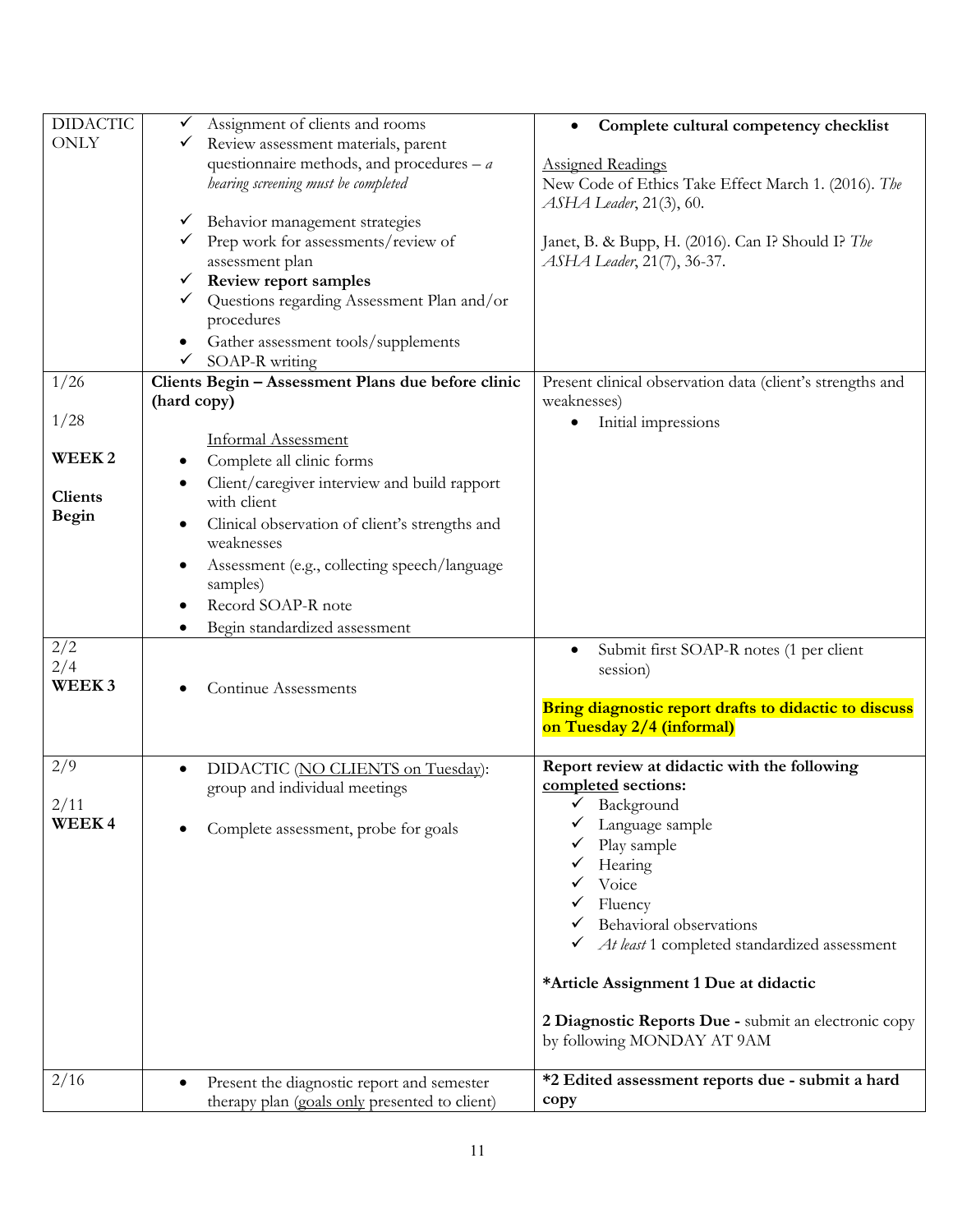| | | |
|---|---|---|
| DIDACTIC ONLY | ✓ Assignment of clients and rooms<br>✓ Review assessment materials, parent questionnaire methods, and procedures – *a hearing screening must be completed*<br>✓ Behavior management strategies<br>✓ Prep work for assessments/review of assessment plan<br>✓ **Review report samples**<br>✓ Questions regarding Assessment Plan and/or procedures<br>• Gather assessment tools/supplements<br>✓ SOAP-R writing | • **Complete cultural competency checklist**<br><br><u>Assigned Readings</u><br>New Code of Ethics Take Effect March 1. (2016). *The ASHA Leader*, 21(3), 60.<br><br>Janet, B. & Bupp, H. (2016). Can I? Should I? *The ASHA Leader*, 21(7), 36-37. |
| 1/26<br><br>1/28<br><br>**WEEK 2**<br><br>**Clients Begin** | **Clients Begin – Assessment Plans due before clinic (hard copy)**<br><br><u>Informal Assessment</u><br>• Complete all clinic forms<br>• Client/caregiver interview and build rapport with client<br>• Clinical observation of client's strengths and weaknesses<br>• Assessment (e.g., collecting speech/language samples)<br>• Record SOAP-R note<br>• Begin standardized assessment | Present clinical observation data (client's strengths and weaknesses)<br>• Initial impressions |
| 2/2<br>2/4<br>**WEEK 3** | • Continue Assessments | • Submit first SOAP-R notes (1 per client session)<br><br>**Bring diagnostic report drafts to didactic to discuss on Tuesday 2/4 (informal)** |
| 2/9<br><br>2/11<br>**WEEK 4** | • DIDACTIC (<u>NO CLIENTS on Tuesday</u>): group and individual meetings<br><br>• Complete assessment, probe for goals | **Report review at didactic with the following <u>completed</u> sections:**<br>✓ Background<br>✓ Language sample<br>✓ Play sample<br>✓ Hearing<br>✓ Voice<br>✓ Fluency<br>✓ Behavioral observations<br>✓ *At least* 1 completed standardized assessment<br><br>**\*Article Assignment 1 Due at didactic**<br><br>**2 Diagnostic Reports Due -** submit an electronic copy by following MONDAY AT 9AM |
| 2/16 | • Present the diagnostic report and semester therapy plan (<u>goals only</u> presented to client) | **\*2 Edited assessment reports due - submit a hard copy** |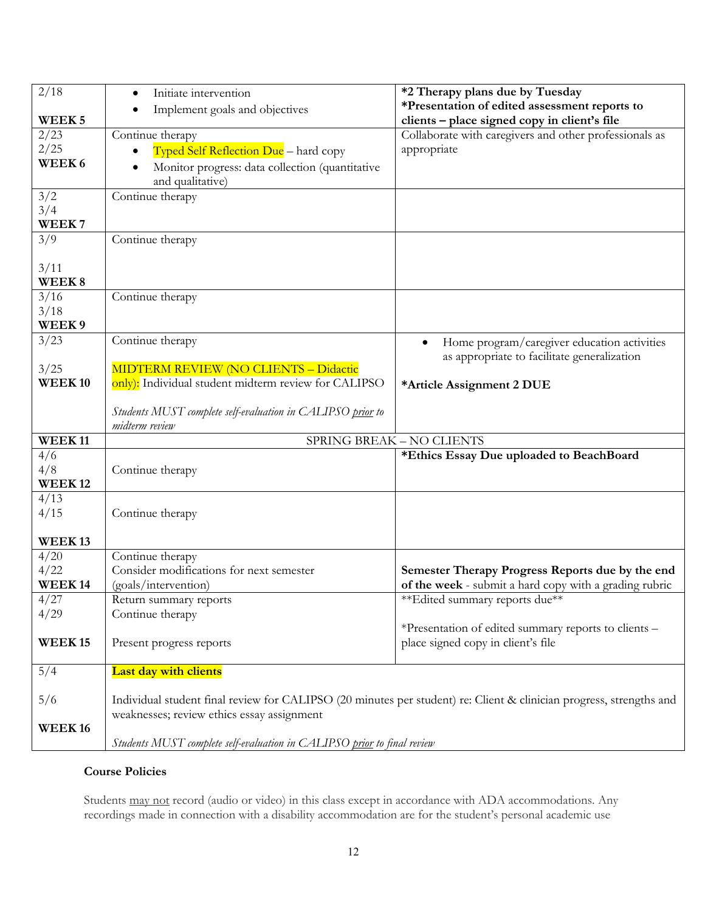| | | |
|---|---|---|
| 2/18<br><br>**WEEK 5** | • Initiate intervention<br>• Implement goals and objectives | **\*2 Therapy plans due by Tuesday**<br>**\*Presentation of edited assessment reports to clients – place signed copy in client's file** |
| 2/23<br>2/25<br>**WEEK 6** | Continue therapy<br>• Typed Self Reflection Due – hard copy<br>• Monitor progress: data collection (quantitative and qualitative) | Collaborate with caregivers and other professionals as appropriate |
| 3/2<br>3/4<br>**WEEK 7** | Continue therapy | |
| 3/9<br><br>3/11<br>**WEEK 8** | Continue therapy | |
| 3/16<br>3/18<br>**WEEK 9** | Continue therapy | |
| 3/23<br><br>3/25<br>**WEEK 10** | Continue therapy<br><br>MIDTERM REVIEW (NO CLIENTS – Didactic only): Individual student midterm review for CALIPSO<br><br>*Students MUST complete self-evaluation in CALIPSO prior to midterm review* | • Home program/caregiver education activities as appropriate to facilitate generalization<br><br>**\*Article Assignment 2 DUE** |
| **WEEK 11** | SPRING BREAK – NO CLIENTS | |
| 4/6<br>4/8<br>**WEEK 12** | Continue therapy | **\*Ethics Essay Due uploaded to BeachBoard** |
| 4/13<br>4/15<br><br>**WEEK 13** | Continue therapy | |
| 4/20<br>4/22<br>**WEEK 14** | Continue therapy<br>Consider modifications for next semester (goals/intervention) | **Semester Therapy Progress Reports due by the end of the week** - submit a hard copy with a grading rubric |
| 4/27<br>4/29<br><br>**WEEK 15** | Return summary reports<br>Continue therapy<br><br>Present progress reports | \*\*Edited summary reports due\*\*<br><br>\*Presentation of edited summary reports to clients – place signed copy in client's file |
| 5/4<br><br>5/6<br><br>**WEEK 16** | **Last day with clients**<br><br>Individual student final review for CALIPSO (20 minutes per student) re: Client & clinician progress, strengths and weaknesses; review ethics essay assignment<br><br>*Students MUST complete self-evaluation in CALIPSO prior to final review* | |

**Course Policies**

Students may not record (audio or video) in this class except in accordance with ADA accommodations. Any recordings made in connection with a disability accommodation are for the student's personal academic use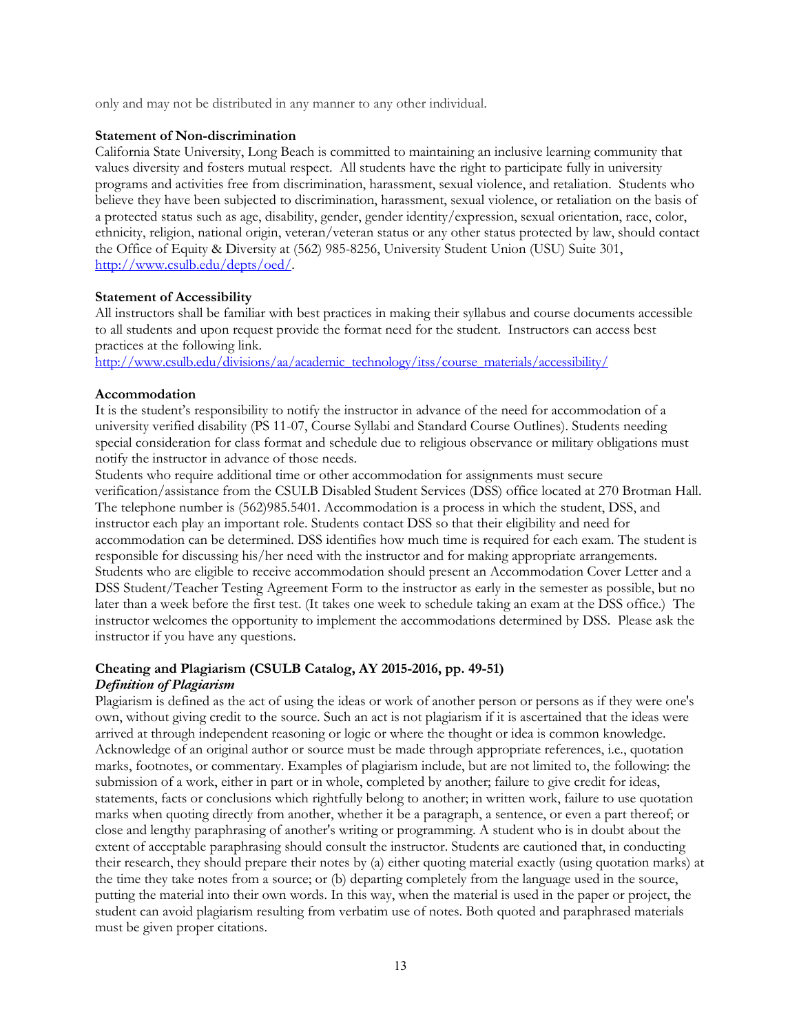only and may not be distributed in any manner to any other individual.

**Statement of Non-discrimination**
California State University, Long Beach is committed to maintaining an inclusive learning community that values diversity and fosters mutual respect. All students have the right to participate fully in university programs and activities free from discrimination, harassment, sexual violence, and retaliation. Students who believe they have been subjected to discrimination, harassment, sexual violence, or retaliation on the basis of a protected status such as age, disability, gender, gender identity/expression, sexual orientation, race, color, ethnicity, religion, national origin, veteran/veteran status or any other status protected by law, should contact the Office of Equity & Diversity at (562) 985-8256, University Student Union (USU) Suite 301, http://www.csulb.edu/depts/oed/.

**Statement of Accessibility**
All instructors shall be familiar with best practices in making their syllabus and course documents accessible to all students and upon request provide the format need for the student. Instructors can access best practices at the following link.
http://www.csulb.edu/divisions/aa/academic_technology/itss/course_materials/accessibility/

**Accommodation**
It is the student's responsibility to notify the instructor in advance of the need for accommodation of a university verified disability (PS 11-07, Course Syllabi and Standard Course Outlines). Students needing special consideration for class format and schedule due to religious observance or military obligations must notify the instructor in advance of those needs.
Students who require additional time or other accommodation for assignments must secure verification/assistance from the CSULB Disabled Student Services (DSS) office located at 270 Brotman Hall. The telephone number is (562)985.5401. Accommodation is a process in which the student, DSS, and instructor each play an important role. Students contact DSS so that their eligibility and need for accommodation can be determined. DSS identifies how much time is required for each exam. The student is responsible for discussing his/her need with the instructor and for making appropriate arrangements. Students who are eligible to receive accommodation should present an Accommodation Cover Letter and a DSS Student/Teacher Testing Agreement Form to the instructor as early in the semester as possible, but no later than a week before the first test. (It takes one week to schedule taking an exam at the DSS office.) The instructor welcomes the opportunity to implement the accommodations determined by DSS. Please ask the instructor if you have any questions.

**Cheating and Plagiarism (CSULB Catalog, AY 2015-2016, pp. 49-51)**
***Definition of Plagiarism***
Plagiarism is defined as the act of using the ideas or work of another person or persons as if they were one's own, without giving credit to the source. Such an act is not plagiarism if it is ascertained that the ideas were arrived at through independent reasoning or logic or where the thought or idea is common knowledge. Acknowledge of an original author or source must be made through appropriate references, i.e., quotation marks, footnotes, or commentary. Examples of plagiarism include, but are not limited to, the following: the submission of a work, either in part or in whole, completed by another; failure to give credit for ideas, statements, facts or conclusions which rightfully belong to another; in written work, failure to use quotation marks when quoting directly from another, whether it be a paragraph, a sentence, or even a part thereof; or close and lengthy paraphrasing of another's writing or programming. A student who is in doubt about the extent of acceptable paraphrasing should consult the instructor. Students are cautioned that, in conducting their research, they should prepare their notes by (a) either quoting material exactly (using quotation marks) at the time they take notes from a source; or (b) departing completely from the language used in the source, putting the material into their own words. In this way, when the material is used in the paper or project, the student can avoid plagiarism resulting from verbatim use of notes. Both quoted and paraphrased materials must be given proper citations.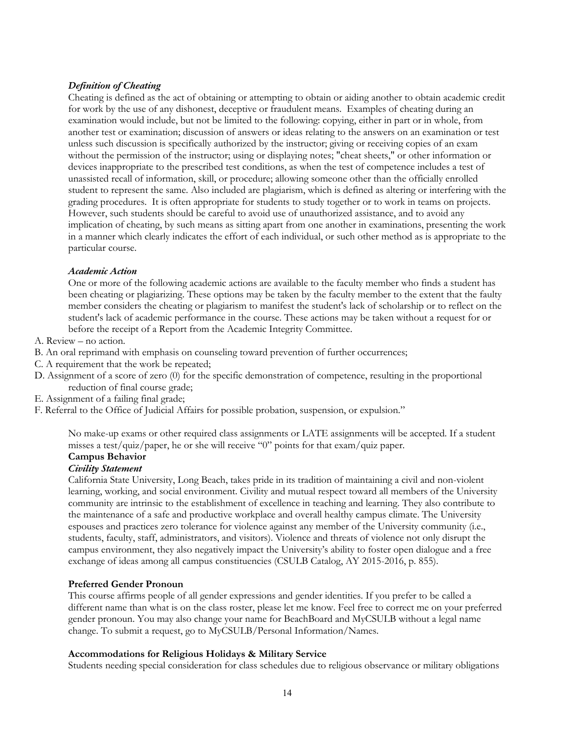***Definition of Cheating***

Cheating is defined as the act of obtaining or attempting to obtain or aiding another to obtain academic credit for work by the use of any dishonest, deceptive or fraudulent means. Examples of cheating during an examination would include, but not be limited to the following: copying, either in part or in whole, from another test or examination; discussion of answers or ideas relating to the answers on an examination or test unless such discussion is specifically authorized by the instructor; giving or receiving copies of an exam without the permission of the instructor; using or displaying notes; "cheat sheets," or other information or devices inappropriate to the prescribed test conditions, as when the test of competence includes a test of unassisted recall of information, skill, or procedure; allowing someone other than the officially enrolled student to represent the same. Also included are plagiarism, which is defined as altering or interfering with the grading procedures. It is often appropriate for students to study together or to work in teams on projects. However, such students should be careful to avoid use of unauthorized assistance, and to avoid any implication of cheating, by such means as sitting apart from one another in examinations, presenting the work in a manner which clearly indicates the effort of each individual, or such other method as is appropriate to the particular course.

***Academic Action***

One or more of the following academic actions are available to the faculty member who finds a student has been cheating or plagiarizing. These options may be taken by the faculty member to the extent that the faulty member considers the cheating or plagiarism to manifest the student's lack of scholarship or to reflect on the student's lack of academic performance in the course. These actions may be taken without a request for or before the receipt of a Report from the Academic Integrity Committee.

A. Review – no action.
B. An oral reprimand with emphasis on counseling toward prevention of further occurrences;
C. A requirement that the work be repeated;
D. Assignment of a score of zero (0) for the specific demonstration of competence, resulting in the proportional reduction of final course grade;
E. Assignment of a failing final grade;
F. Referral to the Office of Judicial Affairs for possible probation, suspension, or expulsion."

No make-up exams or other required class assignments or LATE assignments will be accepted. If a student misses a test/quiz/paper, he or she will receive "0" points for that exam/quiz paper.

**Campus Behavior**

***Civility Statement***

California State University, Long Beach, takes pride in its tradition of maintaining a civil and non-violent learning, working, and social environment. Civility and mutual respect toward all members of the University community are intrinsic to the establishment of excellence in teaching and learning. They also contribute to the maintenance of a safe and productive workplace and overall healthy campus climate. The University espouses and practices zero tolerance for violence against any member of the University community (i.e., students, faculty, staff, administrators, and visitors). Violence and threats of violence not only disrupt the campus environment, they also negatively impact the University's ability to foster open dialogue and a free exchange of ideas among all campus constituencies (CSULB Catalog, AY 2015-2016, p. 855).

**Preferred Gender Pronoun**

This course affirms people of all gender expressions and gender identities. If you prefer to be called a different name than what is on the class roster, please let me know. Feel free to correct me on your preferred gender pronoun. You may also change your name for BeachBoard and MyCSULB without a legal name change. To submit a request, go to MyCSULB/Personal Information/Names.

**Accommodations for Religious Holidays & Military Service**

Students needing special consideration for class schedules due to religious observance or military obligations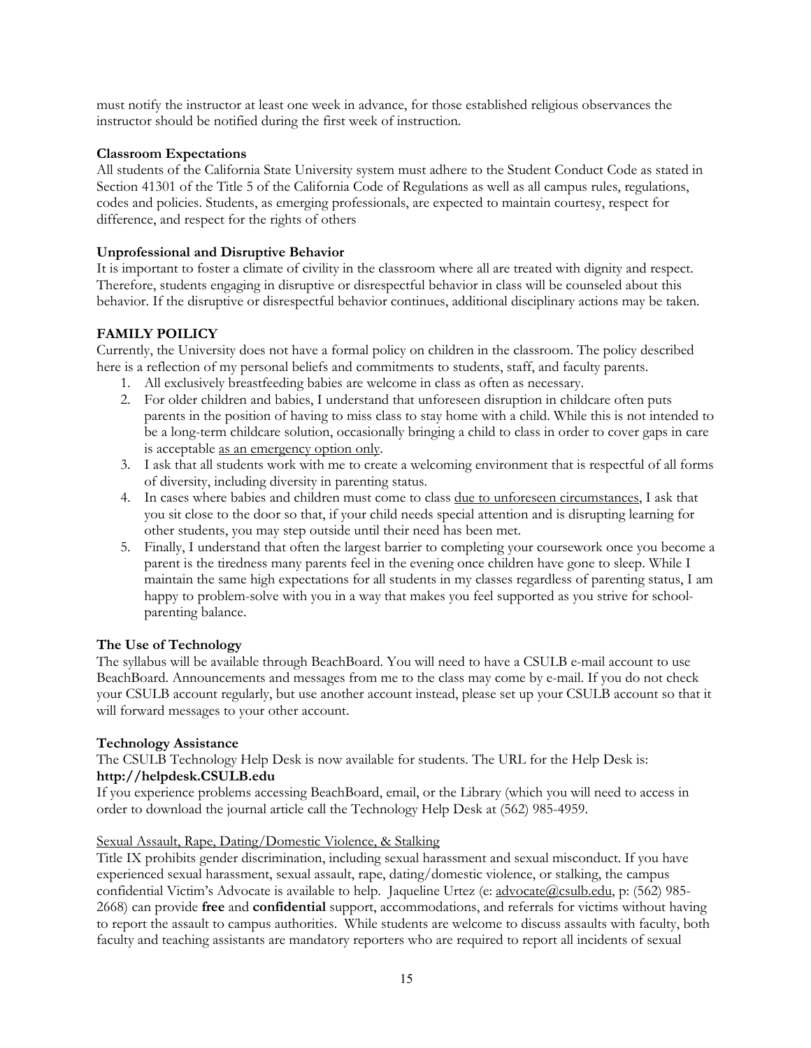must notify the instructor at least one week in advance, for those established religious observances the instructor should be notified during the first week of instruction.

**Classroom Expectations**

All students of the California State University system must adhere to the Student Conduct Code as stated in Section 41301 of the Title 5 of the California Code of Regulations as well as all campus rules, regulations, codes and policies. Students, as emerging professionals, are expected to maintain courtesy, respect for difference, and respect for the rights of others

**Unprofessional and Disruptive Behavior**

It is important to foster a climate of civility in the classroom where all are treated with dignity and respect. Therefore, students engaging in disruptive or disrespectful behavior in class will be counseled about this behavior. If the disruptive or disrespectful behavior continues, additional disciplinary actions may be taken.

**FAMILY POILICY**

Currently, the University does not have a formal policy on children in the classroom. The policy described here is a reflection of my personal beliefs and commitments to students, staff, and faculty parents.

1. All exclusively breastfeeding babies are welcome in class as often as necessary.
2. For older children and babies, I understand that unforeseen disruption in childcare often puts parents in the position of having to miss class to stay home with a child. While this is not intended to be a long-term childcare solution, occasionally bringing a child to class in order to cover gaps in care is acceptable <u>as an emergency option only</u>.
3. I ask that all students work with me to create a welcoming environment that is respectful of all forms of diversity, including diversity in parenting status.
4. In cases where babies and children must come to class <u>due to unforeseen circumstances</u>, I ask that you sit close to the door so that, if your child needs special attention and is disrupting learning for other students, you may step outside until their need has been met.
5. Finally, I understand that often the largest barrier to completing your coursework once you become a parent is the tiredness many parents feel in the evening once children have gone to sleep. While I maintain the same high expectations for all students in my classes regardless of parenting status, I am happy to problem-solve with you in a way that makes you feel supported as you strive for school-parenting balance.

**The Use of Technology**

The syllabus will be available through BeachBoard. You will need to have a CSULB e-mail account to use BeachBoard. Announcements and messages from me to the class may come by e-mail. If you do not check your CSULB account regularly, but use another account instead, please set up your CSULB account so that it will forward messages to your other account.

**Technology Assistance**

The CSULB Technology Help Desk is now available for students. The URL for the Help Desk is:
**http://helpdesk.CSULB.edu**
If you experience problems accessing BeachBoard, email, or the Library (which you will need to access in order to download the journal article call the Technology Help Desk at (562) 985-4959.

<u>Sexual Assault, Rape, Dating/Domestic Violence, & Stalking</u>

Title IX prohibits gender discrimination, including sexual harassment and sexual misconduct. If you have experienced sexual harassment, sexual assault, rape, dating/domestic violence, or stalking, the campus confidential Victim's Advocate is available to help. Jaqueline Urtez (e: advocate@csulb.edu, p: (562) 985-2668) can provide **free** and **confidential** support, accommodations, and referrals for victims without having to report the assault to campus authorities. While students are welcome to discuss assaults with faculty, both faculty and teaching assistants are mandatory reporters who are required to report all incidents of sexual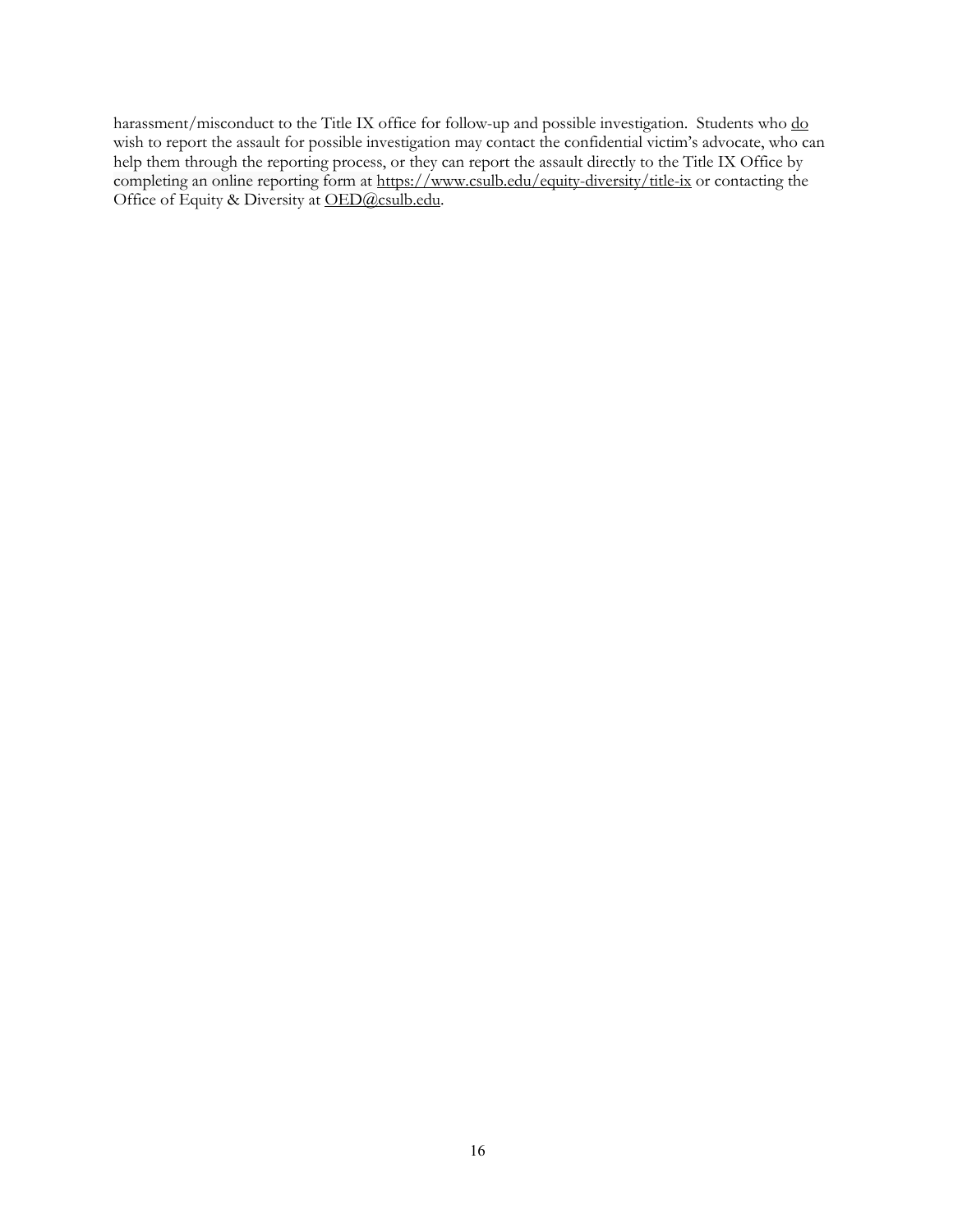harassment/misconduct to the Title IX office for follow-up and possible investigation. Students who <u>do</u> wish to report the assault for possible investigation may contact the confidential victim's advocate, who can help them through the reporting process, or they can report the assault directly to the Title IX Office by completing an online reporting form at https://www.csulb.edu/equity-diversity/title-ix or contacting the Office of Equity & Diversity at OED@csulb.edu.